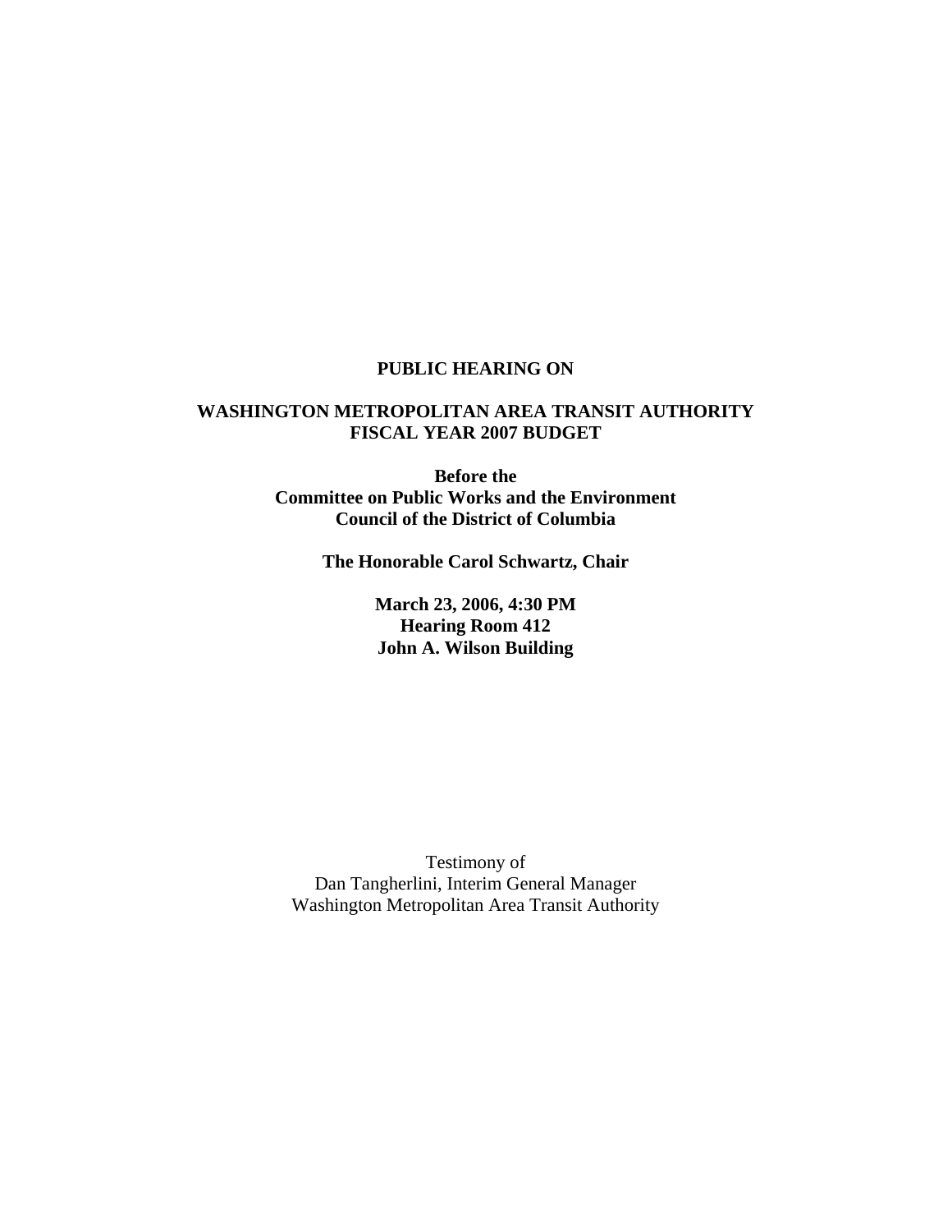**PUBLIC HEARING ON**

**WASHINGTON METROPOLITAN AREA TRANSIT AUTHORITY**
**FISCAL YEAR 2007 BUDGET**

**Before the**
**Committee on Public Works and the Environment**
**Council of the District of Columbia**

**The Honorable Carol Schwartz, Chair**

**March 23, 2006, 4:30 PM**
**Hearing Room 412**
**John A. Wilson Building**

Testimony of
Dan Tangherlini, Interim General Manager
Washington Metropolitan Area Transit Authority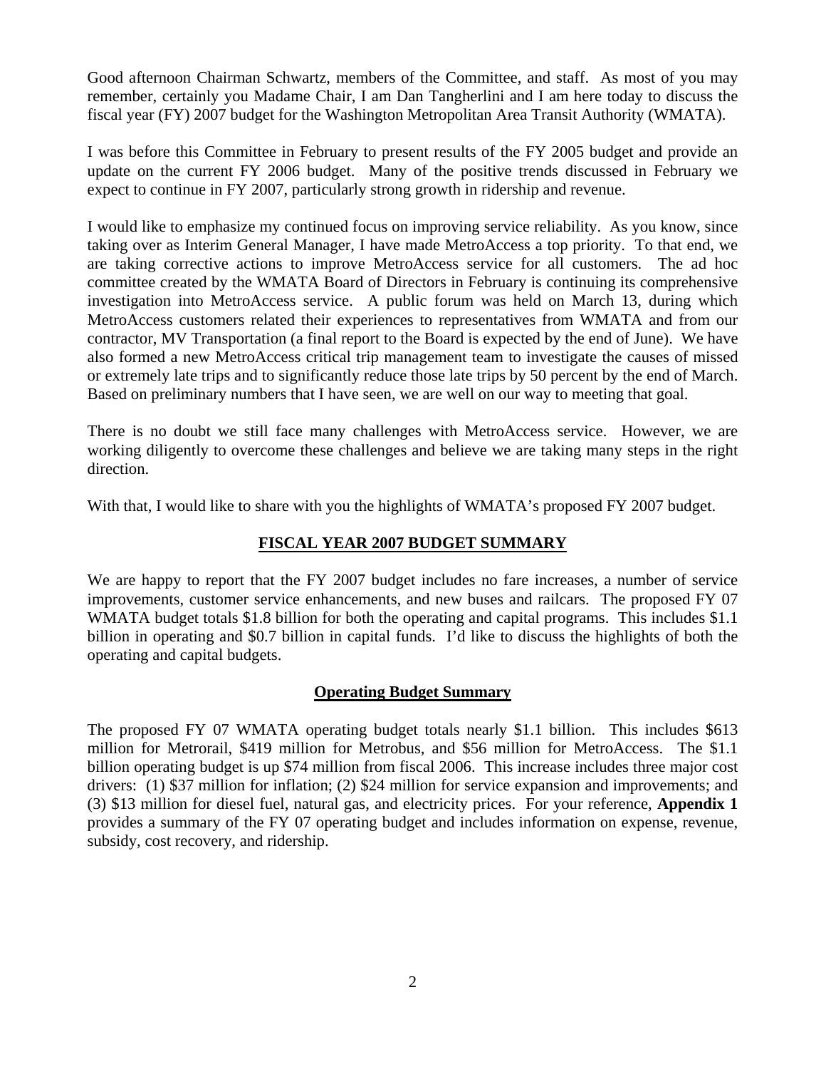Good afternoon Chairman Schwartz, members of the Committee, and staff. As most of you may remember, certainly you Madame Chair, I am Dan Tangherlini and I am here today to discuss the fiscal year (FY) 2007 budget for the Washington Metropolitan Area Transit Authority (WMATA).

I was before this Committee in February to present results of the FY 2005 budget and provide an update on the current FY 2006 budget. Many of the positive trends discussed in February we expect to continue in FY 2007, particularly strong growth in ridership and revenue.

I would like to emphasize my continued focus on improving service reliability. As you know, since taking over as Interim General Manager, I have made MetroAccess a top priority. To that end, we are taking corrective actions to improve MetroAccess service for all customers. The ad hoc committee created by the WMATA Board of Directors in February is continuing its comprehensive investigation into MetroAccess service. A public forum was held on March 13, during which MetroAccess customers related their experiences to representatives from WMATA and from our contractor, MV Transportation (a final report to the Board is expected by the end of June). We have also formed a new MetroAccess critical trip management team to investigate the causes of missed or extremely late trips and to significantly reduce those late trips by 50 percent by the end of March. Based on preliminary numbers that I have seen, we are well on our way to meeting that goal.

There is no doubt we still face many challenges with MetroAccess service. However, we are working diligently to overcome these challenges and believe we are taking many steps in the right direction.

With that, I would like to share with you the highlights of WMATA's proposed FY 2007 budget.

## FISCAL YEAR 2007 BUDGET SUMMARY

We are happy to report that the FY 2007 budget includes no fare increases, a number of service improvements, customer service enhancements, and new buses and railcars. The proposed FY 07 WMATA budget totals $1.8 billion for both the operating and capital programs. This includes $1.1 billion in operating and $0.7 billion in capital funds. I'd like to discuss the highlights of both the operating and capital budgets.

### Operating Budget Summary

The proposed FY 07 WMATA operating budget totals nearly $1.1 billion. This includes $613 million for Metrorail, $419 million for Metrobus, and $56 million for MetroAccess. The $1.1 billion operating budget is up $74 million from fiscal 2006. This increase includes three major cost drivers: (1) $37 million for inflation; (2) $24 million for service expansion and improvements; and (3) $13 million for diesel fuel, natural gas, and electricity prices. For your reference, **Appendix 1** provides a summary of the FY 07 operating budget and includes information on expense, revenue, subsidy, cost recovery, and ridership.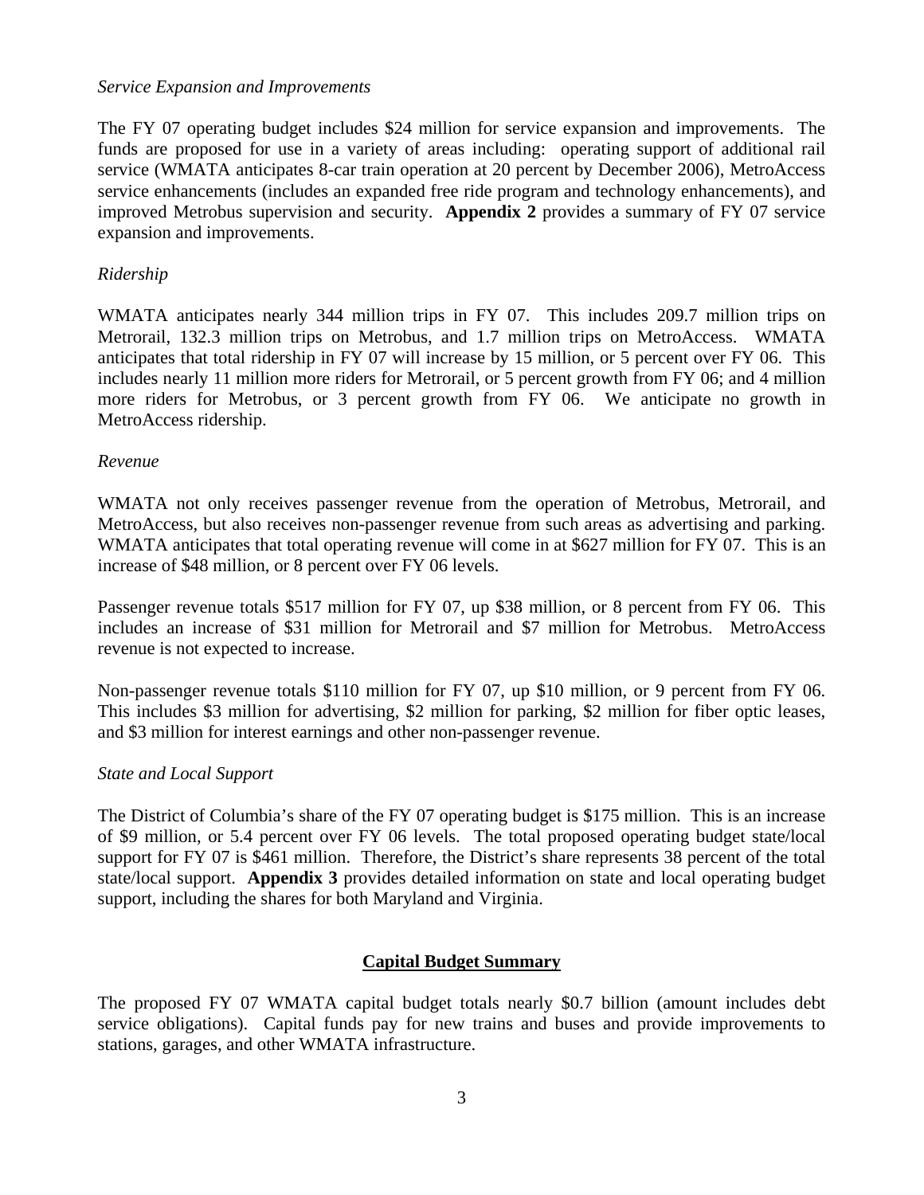*Service Expansion and Improvements*

The FY 07 operating budget includes $24 million for service expansion and improvements. The funds are proposed for use in a variety of areas including: operating support of additional rail service (WMATA anticipates 8-car train operation at 20 percent by December 2006), MetroAccess service enhancements (includes an expanded free ride program and technology enhancements), and improved Metrobus supervision and security. **Appendix 2** provides a summary of FY 07 service expansion and improvements.

*Ridership*

WMATA anticipates nearly 344 million trips in FY 07. This includes 209.7 million trips on Metrorail, 132.3 million trips on Metrobus, and 1.7 million trips on MetroAccess. WMATA anticipates that total ridership in FY 07 will increase by 15 million, or 5 percent over FY 06. This includes nearly 11 million more riders for Metrorail, or 5 percent growth from FY 06; and 4 million more riders for Metrobus, or 3 percent growth from FY 06. We anticipate no growth in MetroAccess ridership.

*Revenue*

WMATA not only receives passenger revenue from the operation of Metrobus, Metrorail, and MetroAccess, but also receives non-passenger revenue from such areas as advertising and parking. WMATA anticipates that total operating revenue will come in at $627 million for FY 07. This is an increase of $48 million, or 8 percent over FY 06 levels.

Passenger revenue totals $517 million for FY 07, up $38 million, or 8 percent from FY 06. This includes an increase of $31 million for Metrorail and $7 million for Metrobus. MetroAccess revenue is not expected to increase.

Non-passenger revenue totals $110 million for FY 07, up $10 million, or 9 percent from FY 06. This includes $3 million for advertising, $2 million for parking, $2 million for fiber optic leases, and $3 million for interest earnings and other non-passenger revenue.

*State and Local Support*

The District of Columbia's share of the FY 07 operating budget is $175 million. This is an increase of $9 million, or 5.4 percent over FY 06 levels. The total proposed operating budget state/local support for FY 07 is $461 million. Therefore, the District's share represents 38 percent of the total state/local support. **Appendix 3** provides detailed information on state and local operating budget support, including the shares for both Maryland and Virginia.

## Capital Budget Summary

The proposed FY 07 WMATA capital budget totals nearly $0.7 billion (amount includes debt service obligations). Capital funds pay for new trains and buses and provide improvements to stations, garages, and other WMATA infrastructure.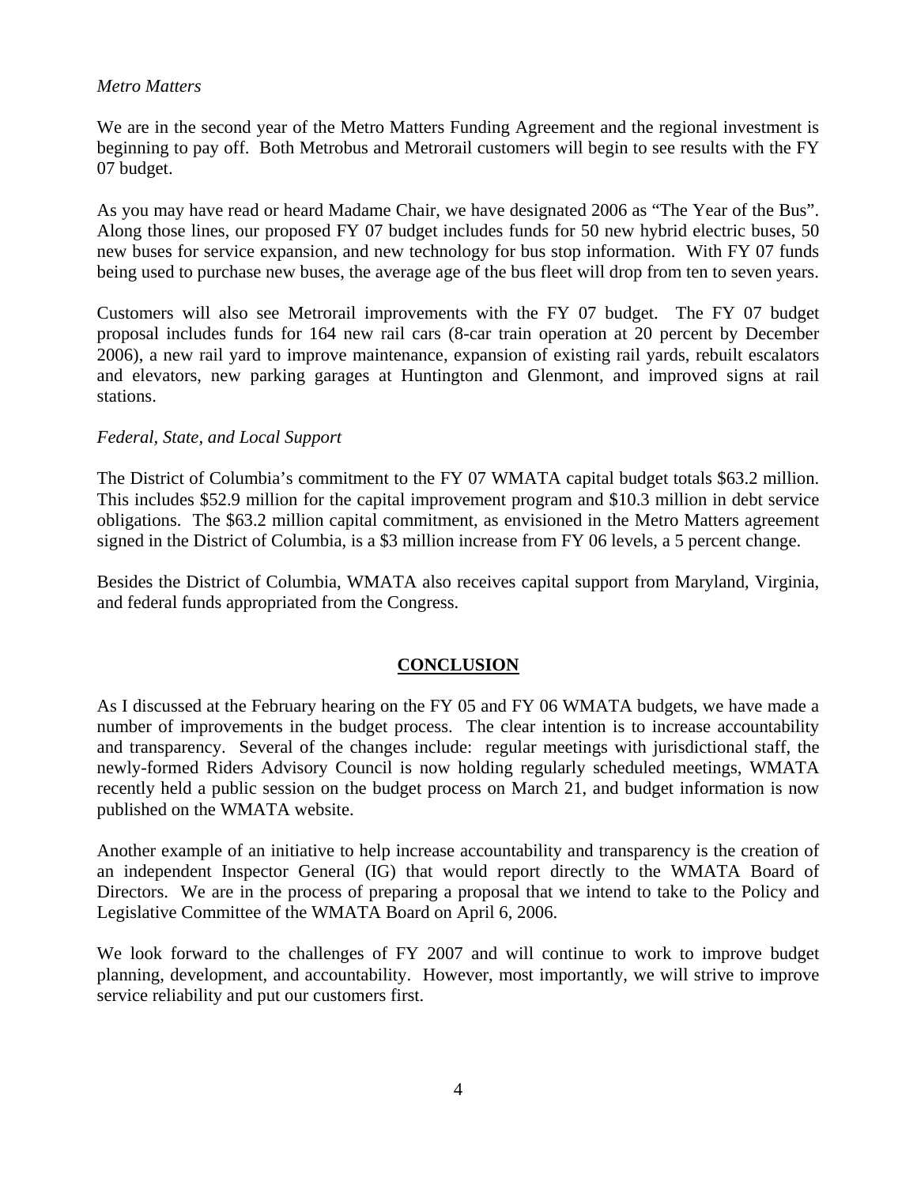*Metro Matters*

We are in the second year of the Metro Matters Funding Agreement and the regional investment is beginning to pay off. Both Metrobus and Metrorail customers will begin to see results with the FY 07 budget.

As you may have read or heard Madame Chair, we have designated 2006 as "The Year of the Bus". Along those lines, our proposed FY 07 budget includes funds for 50 new hybrid electric buses, 50 new buses for service expansion, and new technology for bus stop information. With FY 07 funds being used to purchase new buses, the average age of the bus fleet will drop from ten to seven years.

Customers will also see Metrorail improvements with the FY 07 budget. The FY 07 budget proposal includes funds for 164 new rail cars (8-car train operation at 20 percent by December 2006), a new rail yard to improve maintenance, expansion of existing rail yards, rebuilt escalators and elevators, new parking garages at Huntington and Glenmont, and improved signs at rail stations.

*Federal, State, and Local Support*

The District of Columbia's commitment to the FY 07 WMATA capital budget totals $63.2 million. This includes $52.9 million for the capital improvement program and $10.3 million in debt service obligations. The $63.2 million capital commitment, as envisioned in the Metro Matters agreement signed in the District of Columbia, is a $3 million increase from FY 06 levels, a 5 percent change.

Besides the District of Columbia, WMATA also receives capital support from Maryland, Virginia, and federal funds appropriated from the Congress.

## CONCLUSION

As I discussed at the February hearing on the FY 05 and FY 06 WMATA budgets, we have made a number of improvements in the budget process. The clear intention is to increase accountability and transparency. Several of the changes include: regular meetings with jurisdictional staff, the newly-formed Riders Advisory Council is now holding regularly scheduled meetings, WMATA recently held a public session on the budget process on March 21, and budget information is now published on the WMATA website.

Another example of an initiative to help increase accountability and transparency is the creation of an independent Inspector General (IG) that would report directly to the WMATA Board of Directors. We are in the process of preparing a proposal that we intend to take to the Policy and Legislative Committee of the WMATA Board on April 6, 2006.

We look forward to the challenges of FY 2007 and will continue to work to improve budget planning, development, and accountability. However, most importantly, we will strive to improve service reliability and put our customers first.